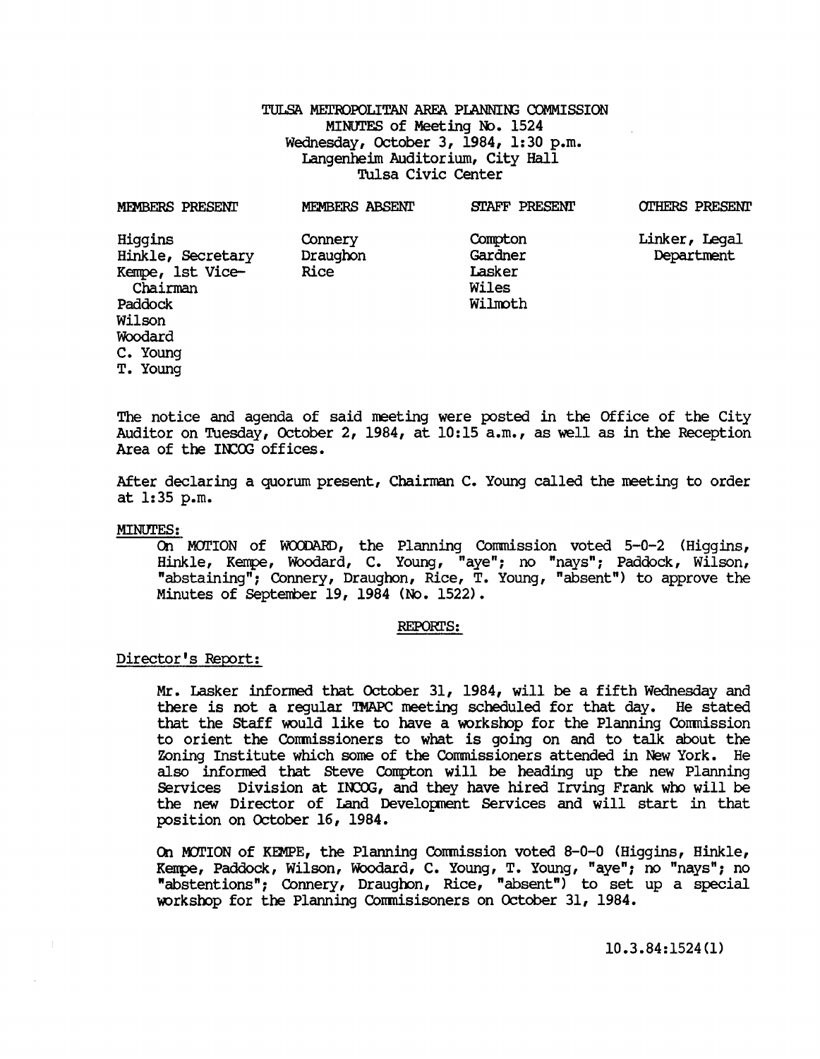# TULSA METROPOLITAN AREA PLANNING COMMISSION
## MINUTES of Meeting No. 1524
## Wednesday, October 3, 1984, 1:30 p.m.
## Langenheim Auditorium, City Hall
## Tulsa Civic Center

| MEMBERS PRESENT | MEMBERS ABSENT | STAFF PRESENT | OTHERS PRESENT |
|---|---|---|---|
| Higgins | Connery | Compton | Linker, Legal Department |
| Hinkle, Secretary | Draughon | Gardner | |
| Kempe, 1st Vice-Chairman | Rice | Lasker | |
| Paddock | | Wiles | |
| Wilson | | Wilmoth | |
| Woodard | | | |
| C. Young | | | |
| T. Young | | | |

The notice and agenda of said meeting were posted in the Office of the City Auditor on Tuesday, October 2, 1984, at 10:15 a.m., as well as in the Reception Area of the INCOG offices.

After declaring a quorum present, Chairman C. Young called the meeting to order at 1:35 p.m.

MINUTES:

On MOTION of WOODARD, the Planning Commission voted 5-0-2 (Higgins, Hinkle, Kempe, Woodard, C. Young, "aye"; no "nays"; Paddock, Wilson, "abstaining"; Connery, Draughon, Rice, T. Young, "absent") to approve the Minutes of September 19, 1984 (No. 1522).

## REPORTS:

### Director's Report:

Mr. Lasker informed that October 31, 1984, will be a fifth Wednesday and there is not a regular TMAPC meeting scheduled for that day. He stated that the Staff would like to have a workshop for the Planning Commission to orient the Commissioners to what is going on and to talk about the Zoning Institute which some of the Commissioners attended in New York. He also informed that Steve Compton will be heading up the new Planning Services Division at INCOG, and they have hired Irving Frank who will be the new Director of Land Development Services and will start in that position on October 16, 1984.

On MOTION of KEMPE, the Planning Commission voted 8-0-0 (Higgins, Hinkle, Kempe, Paddock, Wilson, Woodard, C. Young, T. Young, "aye"; no "nays"; no "abstentions"; Connery, Draughon, Rice, "absent") to set up a special workshop for the Planning Commisisoners on October 31, 1984.

10.3.84:1524(1)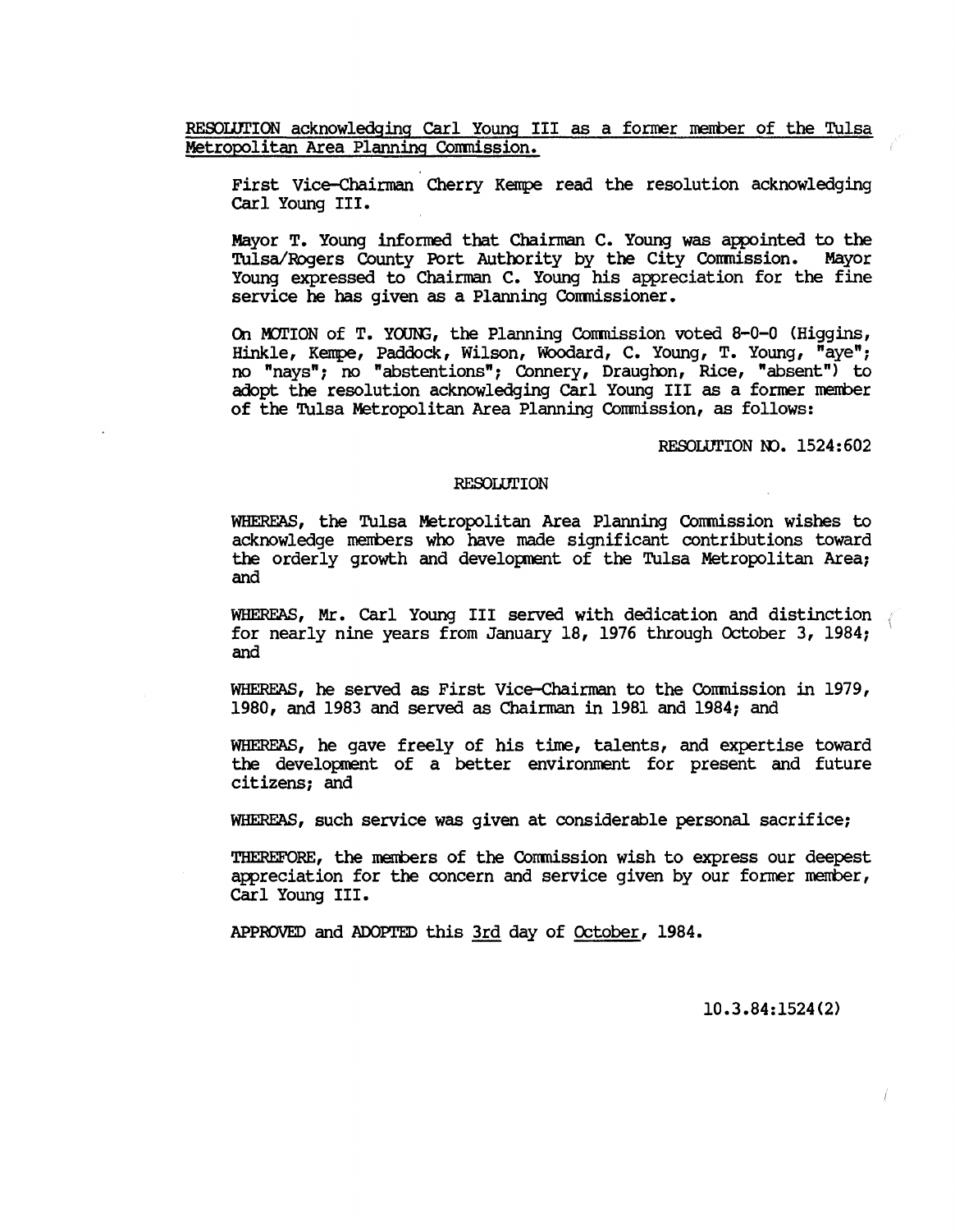<u>RESOLUTION acknowledging Carl Young III as a former member of the Tulsa Metropolitan Area Planning Commission.</u>

First Vice-Chairman Cherry Kempe read the resolution acknowledging Carl Young III.

Mayor T. Young informed that Chairman C. Young was appointed to the Tulsa/Rogers County Port Authority by the City Commission. Mayor Young expressed to Chairman C. Young his appreciation for the fine service he has given as a Planning Commissioner.

On MOTION of T. YOUNG, the Planning Commission voted 8-0-0 (Higgins, Hinkle, Kempe, Paddock, Wilson, Woodard, C. Young, T. Young, "aye"; no "nays"; no "abstentions"; Connery, Draughon, Rice, "absent") to adopt the resolution acknowledging Carl Young III as a former member of the Tulsa Metropolitan Area Planning Commission, as follows:

RESOLUTION NO. 1524:602

RESOLUTION

WHEREAS, the Tulsa Metropolitan Area Planning Commission wishes to acknowledge members who have made significant contributions toward the orderly growth and development of the Tulsa Metropolitan Area; and

WHEREAS, Mr. Carl Young III served with dedication and distinction for nearly nine years from January 18, 1976 through October 3, 1984; and

WHEREAS, he served as First Vice-Chairman to the Commission in 1979, 1980, and 1983 and served as Chairman in 1981 and 1984; and

WHEREAS, he gave freely of his time, talents, and expertise toward the development of a better environment for present and future citizens; and

WHEREAS, such service was given at considerable personal sacrifice;

THEREFORE, the members of the Commission wish to express our deepest appreciation for the concern and service given by our former member, Carl Young III.

APPROVED and ADOPTED this <u>3rd</u> day of <u>October</u>, 1984.

10.3.84:1524(2)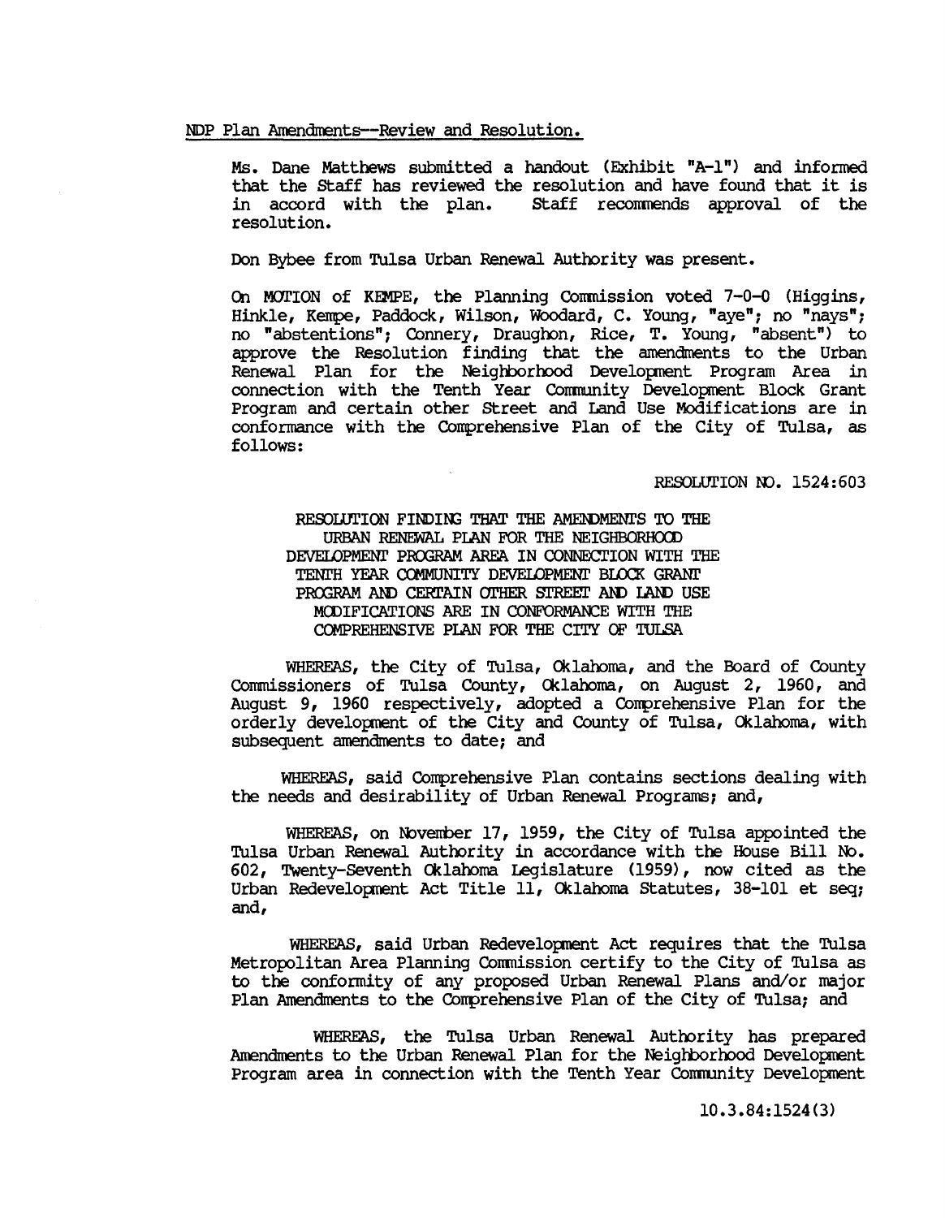NDP Plan Amendments--Review and Resolution.

Ms. Dane Matthews submitted a handout (Exhibit "A-1") and informed that the Staff has reviewed the resolution and have found that it is in accord with the plan. Staff recommends approval of the resolution.

Don Bybee from Tulsa Urban Renewal Authority was present.

On MOTION of KEMPE, the Planning Commission voted 7-0-0 (Higgins, Hinkle, Kempe, Paddock, Wilson, Woodard, C. Young, "aye"; no "nays"; no "abstentions"; Connery, Draughon, Rice, T. Young, "absent") to approve the Resolution finding that the amendments to the Urban Renewal Plan for the Neighborhood Development Program Area in connection with the Tenth Year Community Development Block Grant Program and certain other Street and Land Use Modifications are in conformance with the Comprehensive Plan of the City of Tulsa, as follows:

RESOLUTION NO. 1524:603

RESOLUTION FINDING THAT THE AMENDMENTS TO THE URBAN RENEWAL PLAN FOR THE NEIGHBORHOOD DEVELOPMENT PROGRAM AREA IN CONNECTION WITH THE TENTH YEAR COMMUNITY DEVELOPMENT BLOCK GRANT PROGRAM AND CERTAIN OTHER STREET AND LAND USE MODIFICATIONS ARE IN CONFORMANCE WITH THE COMPREHENSIVE PLAN FOR THE CITY OF TULSA

WHEREAS, the City of Tulsa, Oklahoma, and the Board of County Commissioners of Tulsa County, Oklahoma, on August 2, 1960, and August 9, 1960 respectively, adopted a Comprehensive Plan for the orderly development of the City and County of Tulsa, Oklahoma, with subsequent amendments to date; and

WHEREAS, said Comprehensive Plan contains sections dealing with the needs and desirability of Urban Renewal Programs; and,

WHEREAS, on November 17, 1959, the City of Tulsa appointed the Tulsa Urban Renewal Authority in accordance with the House Bill No. 602, Twenty-Seventh Oklahoma Legislature (1959), now cited as the Urban Redevelopment Act Title 11, Oklahoma Statutes, 38-101 et seq; and,

WHEREAS, said Urban Redevelopment Act requires that the Tulsa Metropolitan Area Planning Commission certify to the City of Tulsa as to the conformity of any proposed Urban Renewal Plans and/or major Plan Amendments to the Comprehensive Plan of the City of Tulsa; and

WHEREAS, the Tulsa Urban Renewal Authority has prepared Amendments to the Urban Renewal Plan for the Neighborhood Development Program area in connection with the Tenth Year Community Development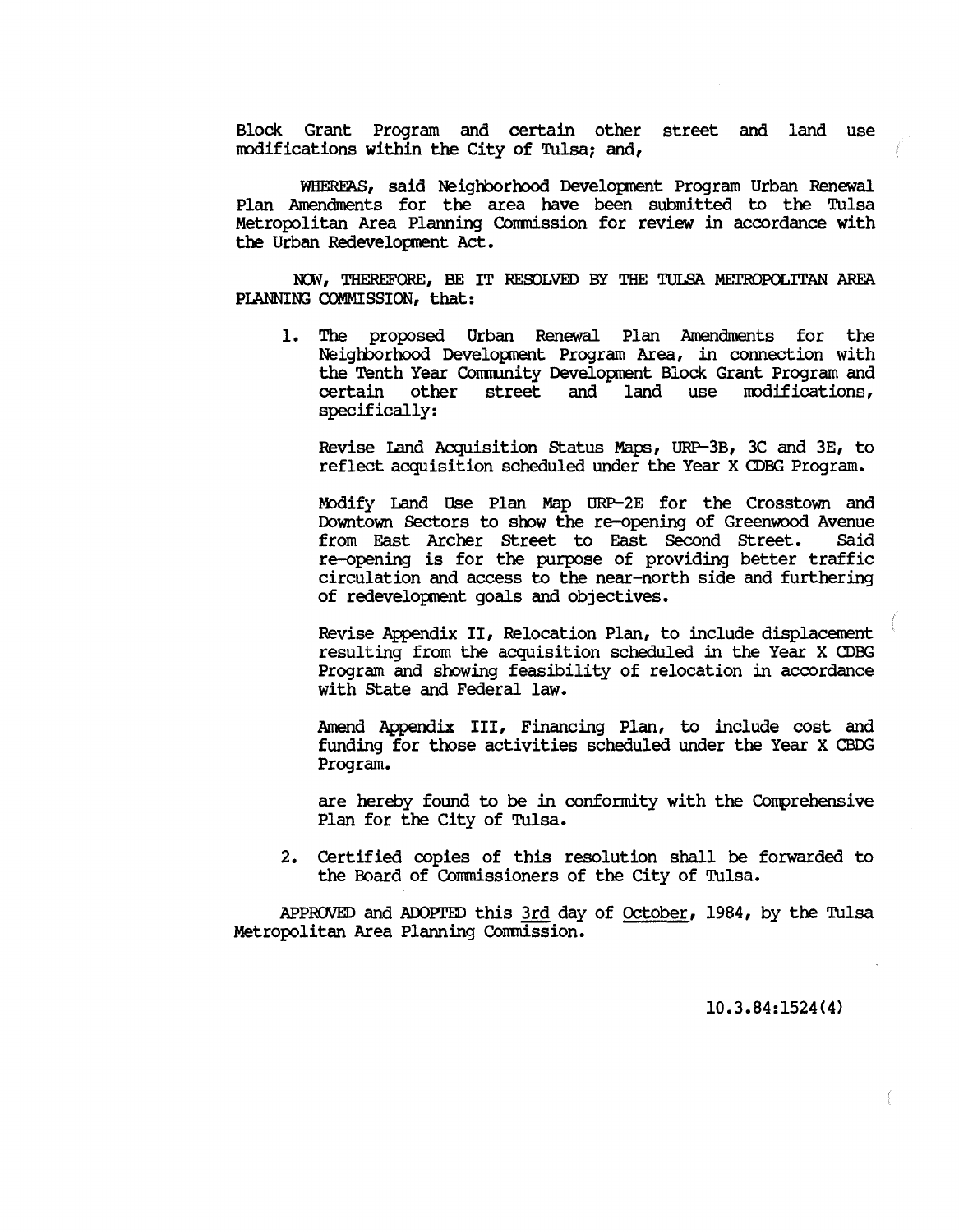Block Grant Program and certain other street and land use modifications within the City of Tulsa; and,

WHEREAS, said Neighborhood Development Program Urban Renewal Plan Amendments for the area have been submitted to the Tulsa Metropolitan Area Planning Commission for review in accordance with the Urban Redevelopment Act.

NOW, THEREFORE, BE IT RESOLVED BY THE TULSA METROPOLITAN AREA PLANNING COMMISSION, that:

1. The proposed Urban Renewal Plan Amendments for the Neighborhood Development Program Area, in connection with the Tenth Year Community Development Block Grant Program and certain other street and land use modifications, specifically:

   Revise Land Acquisition Status Maps, URP-3B, 3C and 3E, to reflect acquisition scheduled under the Year X CDBG Program.

   Modify Land Use Plan Map URP-2E for the Crosstown and Downtown Sectors to show the re-opening of Greenwood Avenue from East Archer Street to East Second Street. Said re-opening is for the purpose of providing better traffic circulation and access to the near-north side and furthering of redevelopment goals and objectives.

   Revise Appendix II, Relocation Plan, to include displacement resulting from the acquisition scheduled in the Year X CDBG Program and showing feasibility of relocation in accordance with State and Federal law.

   Amend Appendix III, Financing Plan, to include cost and funding for those activities scheduled under the Year X CBDG Program.

   are hereby found to be in conformity with the Comprehensive Plan for the City of Tulsa.

2. Certified copies of this resolution shall be forwarded to the Board of Commissioners of the City of Tulsa.

APPROVED and ADOPTED this 3rd day of October, 1984, by the Tulsa Metropolitan Area Planning Commission.

10.3.84:1524(4)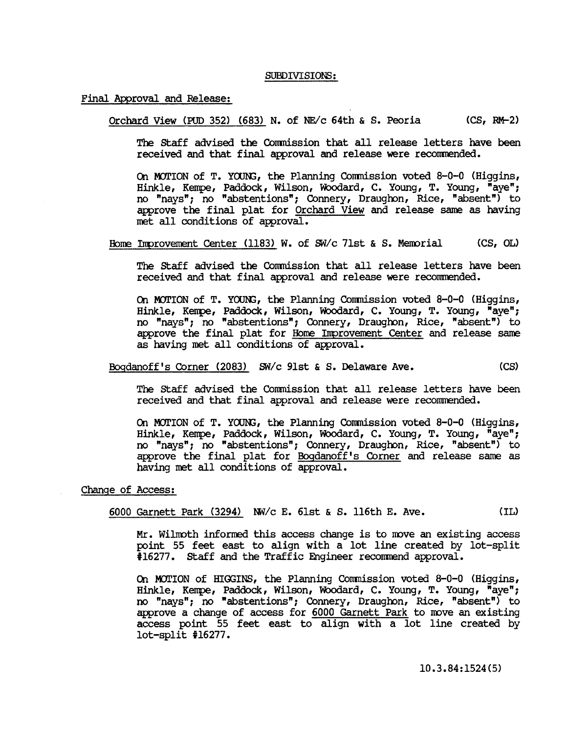## SUBDIVISIONS:

### Final Approval and Release:

Orchard View (PUD 352) (683) N. of NE/c 64th & S. Peoria (CS, RM-2)

The Staff advised the Commission that all release letters have been received and that final approval and release were recommended.

On MOTION of T. YOUNG, the Planning Commission voted 8-0-0 (Higgins, Hinkle, Kempe, Paddock, Wilson, Woodard, C. Young, T. Young, "aye"; no "nays"; no "abstentions"; Connery, Draughon, Rice, "absent") to approve the final plat for Orchard View and release same as having met all conditions of approval.

Home Improvement Center (1183) W. of SW/c 71st & S. Memorial (CS, OL)

The Staff advised the Commission that all release letters have been received and that final approval and release were recommended.

On MOTION of T. YOUNG, the Planning Commission voted 8-0-0 (Higgins, Hinkle, Kempe, Paddock, Wilson, Woodard, C. Young, T. Young, "aye"; no "nays"; no "abstentions"; Connery, Draughon, Rice, "absent") to approve the final plat for Home Improvement Center and release same as having met all conditions of approval.

Bogdanoff's Corner (2083) SW/c 91st & S. Delaware Ave. (CS)

The Staff advised the Commission that all release letters have been received and that final approval and release were recommended.

On MOTION of T. YOUNG, the Planning Commission voted 8-0-0 (Higgins, Hinkle, Kempe, Paddock, Wilson, Woodard, C. Young, T. Young, "aye"; no "nays"; no "abstentions"; Connery, Draughon, Rice, "absent") to approve the final plat for Bogdanoff's Corner and release same as having met all conditions of approval.

### Change of Access:

6000 Garnett Park (3294) NW/c E. 61st & S. 116th E. Ave. (IL)

Mr. Wilmoth informed this access change is to move an existing access point 55 feet east to align with a lot line created by lot-split #16277. Staff and the Traffic Engineer recommend approval.

On MOTION of HIGGINS, the Planning Commission voted 8-0-0 (Higgins, Hinkle, Kempe, Paddock, Wilson, Woodard, C. Young, T. Young, "aye"; no "nays"; no "abstentions"; Connery, Draughon, Rice, "absent") to approve a change of access for 6000 Garnett Park to move an existing access point 55 feet east to align with a lot line created by lot-split #16277.

10.3.84:1524(5)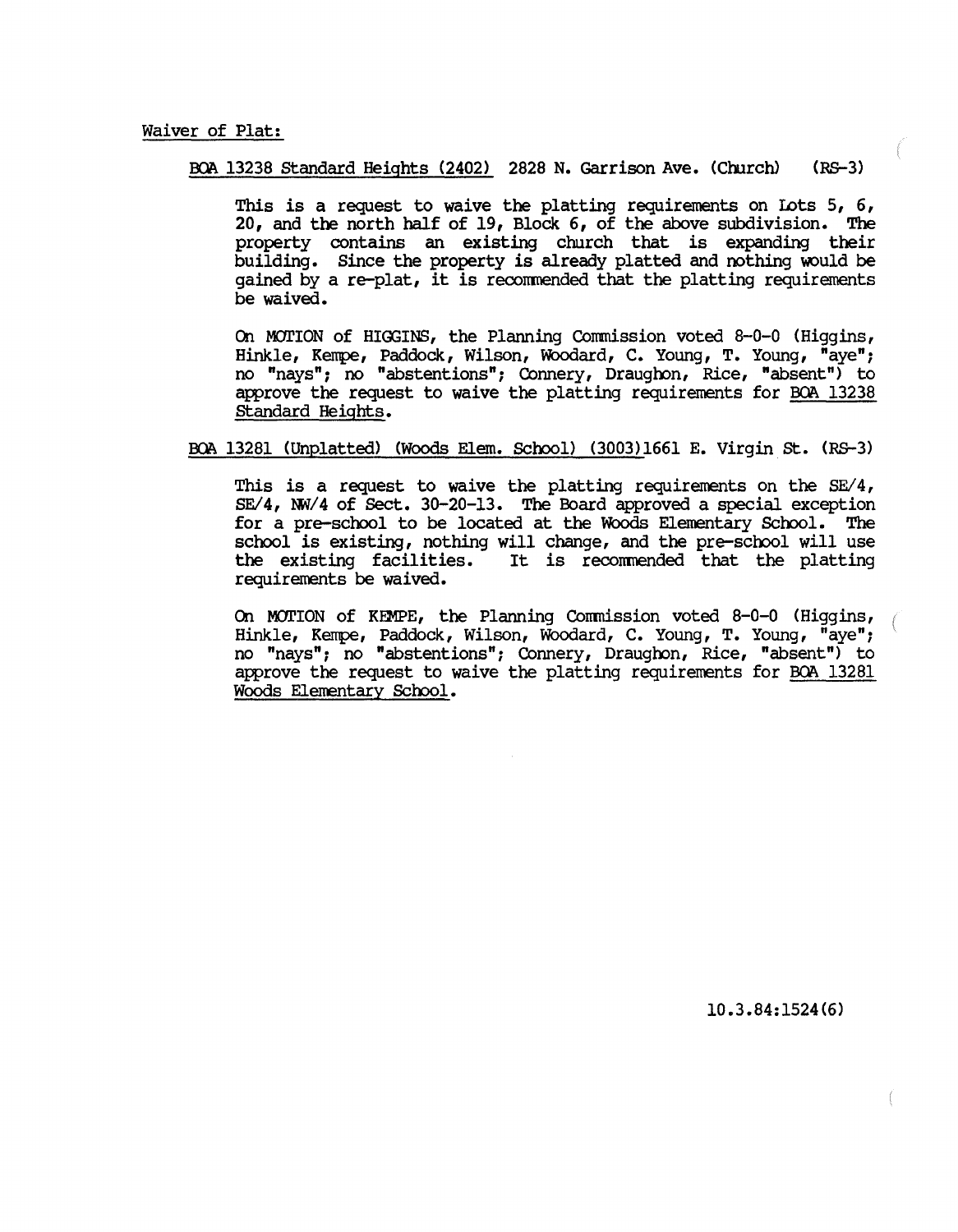Waiver of Plat:

BOA 13238 Standard Heights (2402) 2828 N. Garrison Ave. (Church) (RS-3)

This is a request to waive the platting requirements on Lots 5, 6, 20, and the north half of 19, Block 6, of the above subdivision. The property contains an existing church that is expanding their building. Since the property is already platted and nothing would be gained by a re-plat, it is recommended that the platting requirements be waived.

On MOTION of HIGGINS, the Planning Commission voted 8-0-0 (Higgins, Hinkle, Kempe, Paddock, Wilson, Woodard, C. Young, T. Young, "aye"; no "nays"; no "abstentions"; Connery, Draughon, Rice, "absent") to approve the request to waive the platting requirements for BOA 13238 Standard Heights.

BOA 13281 (Unplatted) (Woods Elem. School) (3003) 1661 E. Virgin St. (RS-3)

This is a request to waive the platting requirements on the SE/4, SE/4, NW/4 of Sect. 30-20-13. The Board approved a special exception for a pre-school to be located at the Woods Elementary School. The school is existing, nothing will change, and the pre-school will use the existing facilities. It is recommended that the platting requirements be waived.

On MOTION of KEMPE, the Planning Commission voted 8-0-0 (Higgins, Hinkle, Kempe, Paddock, Wilson, Woodard, C. Young, T. Young, "aye"; no "nays"; no "abstentions"; Connery, Draughon, Rice, "absent") to approve the request to waive the platting requirements for BOA 13281 Woods Elementary School.

10.3.84:1524(6)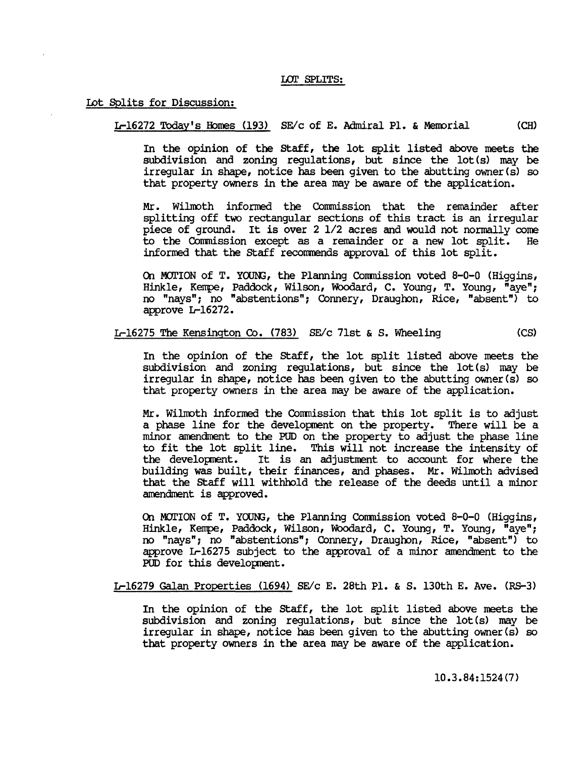## LOT SPLITS:

### Lot Splits for Discussion:

**L-16272 Today's Homes (193)** SE/c of E. Admiral Pl. & Memorial (CH)

In the opinion of the Staff, the lot split listed above meets the subdivision and zoning regulations, but since the lot(s) may be irregular in shape, notice has been given to the abutting owner(s) so that property owners in the area may be aware of the application.

Mr. Wilmoth informed the Commission that the remainder after splitting off two rectangular sections of this tract is an irregular piece of ground. It is over 2 1/2 acres and would not normally come to the Commission except as a remainder or a new lot split. He informed that the Staff recommends approval of this lot split.

On MOTION of T. YOUNG, the Planning Commission voted 8-0-0 (Higgins, Hinkle, Kempe, Paddock, Wilson, Woodard, C. Young, T. Young, "aye"; no "nays"; no "abstentions"; Connery, Draughon, Rice, "absent") to approve L-16272.

**L-16275 The Kensington Co. (783)** SE/c 71st & S. Wheeling (CS)

In the opinion of the Staff, the lot split listed above meets the subdivision and zoning regulations, but since the lot(s) may be irregular in shape, notice has been given to the abutting owner(s) so that property owners in the area may be aware of the application.

Mr. Wilmoth informed the Commission that this lot split is to adjust a phase line for the development on the property. There will be a minor amendment to the PUD on the property to adjust the phase line to fit the lot split line. This will not increase the intensity of the development. It is an adjustment to account for where the building was built, their finances, and phases. Mr. Wilmoth advised that the Staff will withhold the release of the deeds until a minor amendment is approved.

On MOTION of T. YOUNG, the Planning Commission voted 8-0-0 (Higgins, Hinkle, Kempe, Paddock, Wilson, Woodard, C. Young, T. Young, "aye"; no "nays"; no "abstentions"; Connery, Draughon, Rice, "absent") to approve L-16275 subject to the approval of a minor amendment to the PUD for this development.

**L-16279 Galan Properties (1694)** SE/c E. 28th Pl. & S. 130th E. Ave. (RS-3)

In the opinion of the Staff, the lot split listed above meets the subdivision and zoning regulations, but since the lot(s) may be irregular in shape, notice has been given to the abutting owner(s) so that property owners in the area may be aware of the application.

10.3.84:1524(7)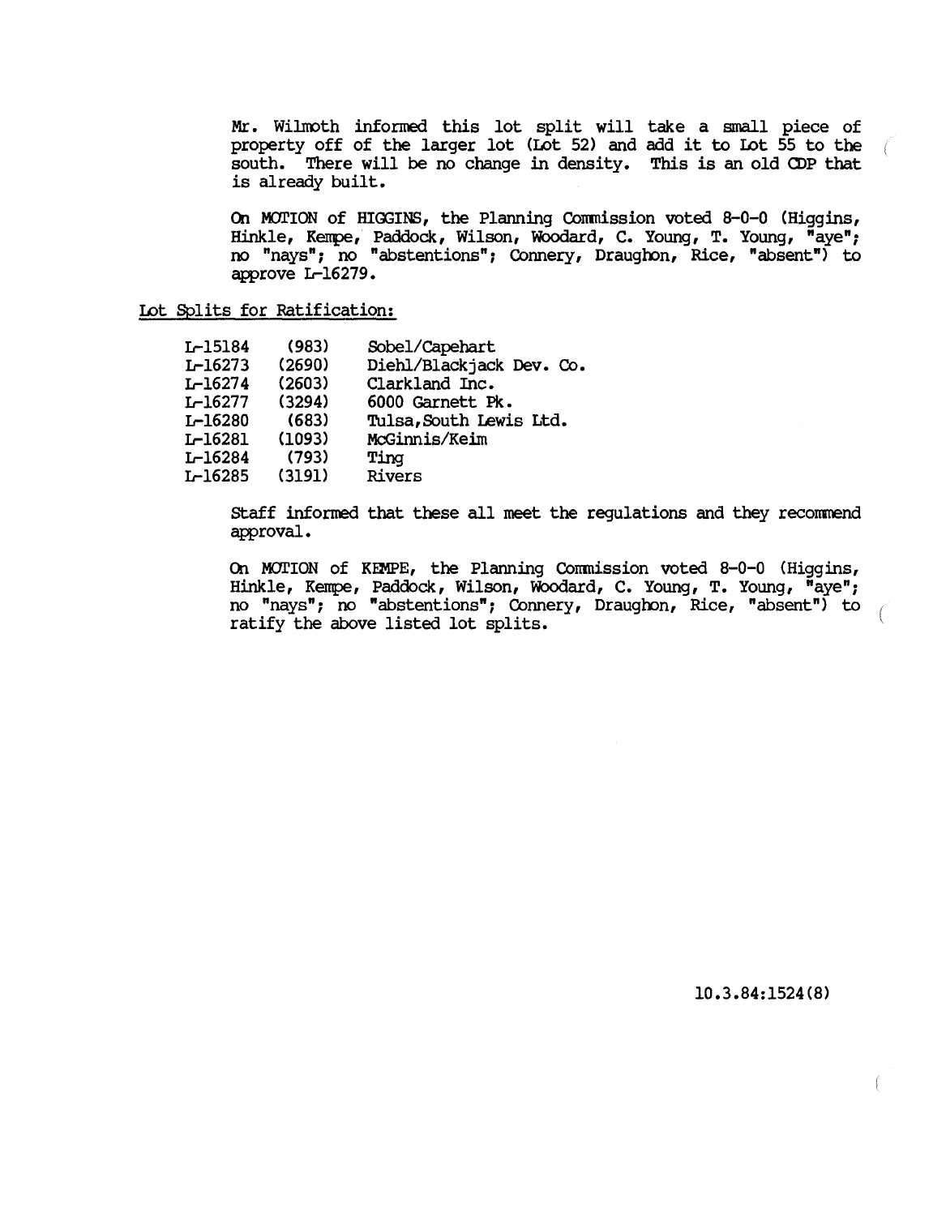Mr. Wilmoth informed this lot split will take a small piece of property off of the larger lot (Lot 52) and add it to Lot 55 to the south. There will be no change in density. This is an old CDP that is already built.

On MOTION of HIGGINS, the Planning Commission voted 8-0-0 (Higgins, Hinkle, Kempe, Paddock, Wilson, Woodard, C. Young, T. Young, "aye"; no "nays"; no "abstentions"; Connery, Draughon, Rice, "absent") to approve L-16279.

Lot Splits for Ratification:

| | | |
|---|---|---|
| L-15184 | (983) | Sobel/Capehart |
| L-16273 | (2690) | Diehl/Blackjack Dev. Co. |
| L-16274 | (2603) | Clarkland Inc. |
| L-16277 | (3294) | 6000 Garnett Pk. |
| L-16280 | (683) | Tulsa,South Lewis Ltd. |
| L-16281 | (1093) | McGinnis/Keim |
| L-16284 | (793) | Ting |
| L-16285 | (3191) | Rivers |

Staff informed that these all meet the regulations and they recommend approval.

On MOTION of KEMPE, the Planning Commission voted 8-0-0 (Higgins, Hinkle, Kempe, Paddock, Wilson, Woodard, C. Young, T. Young, "aye"; no "nays"; no "abstentions"; Connery, Draughon, Rice, "absent") to ratify the above listed lot splits.

10.3.84:1524(8)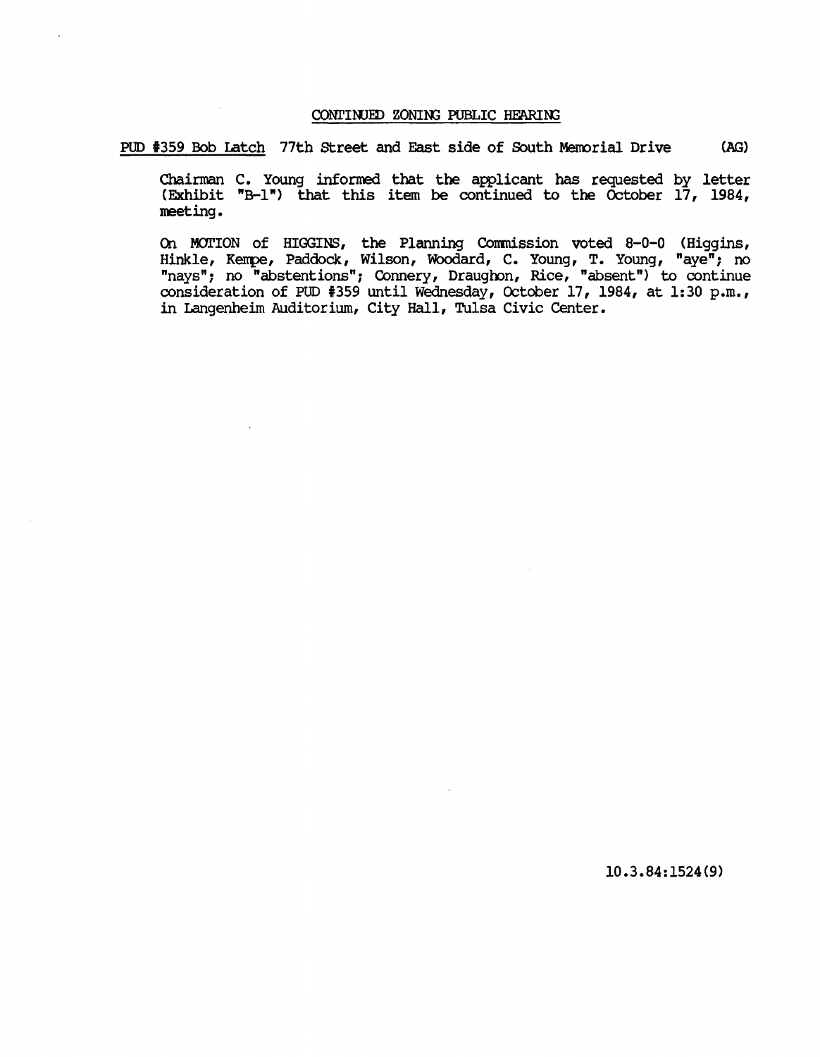## CONTINUED ZONING PUBLIC HEARING

PUD #359 Bob Latch 77th Street and East side of South Memorial Drive (AG)

Chairman C. Young informed that the applicant has requested by letter (Exhibit "B-1") that this item be continued to the October 17, 1984, meeting.

On MOTION of HIGGINS, the Planning Commission voted 8-0-0 (Higgins, Hinkle, Kempe, Paddock, Wilson, Woodard, C. Young, T. Young, "aye"; no "nays"; no "abstentions"; Connery, Draughon, Rice, "absent") to continue consideration of PUD #359 until Wednesday, October 17, 1984, at 1:30 p.m., in Langenheim Auditorium, City Hall, Tulsa Civic Center.

10.3.84:1524(9)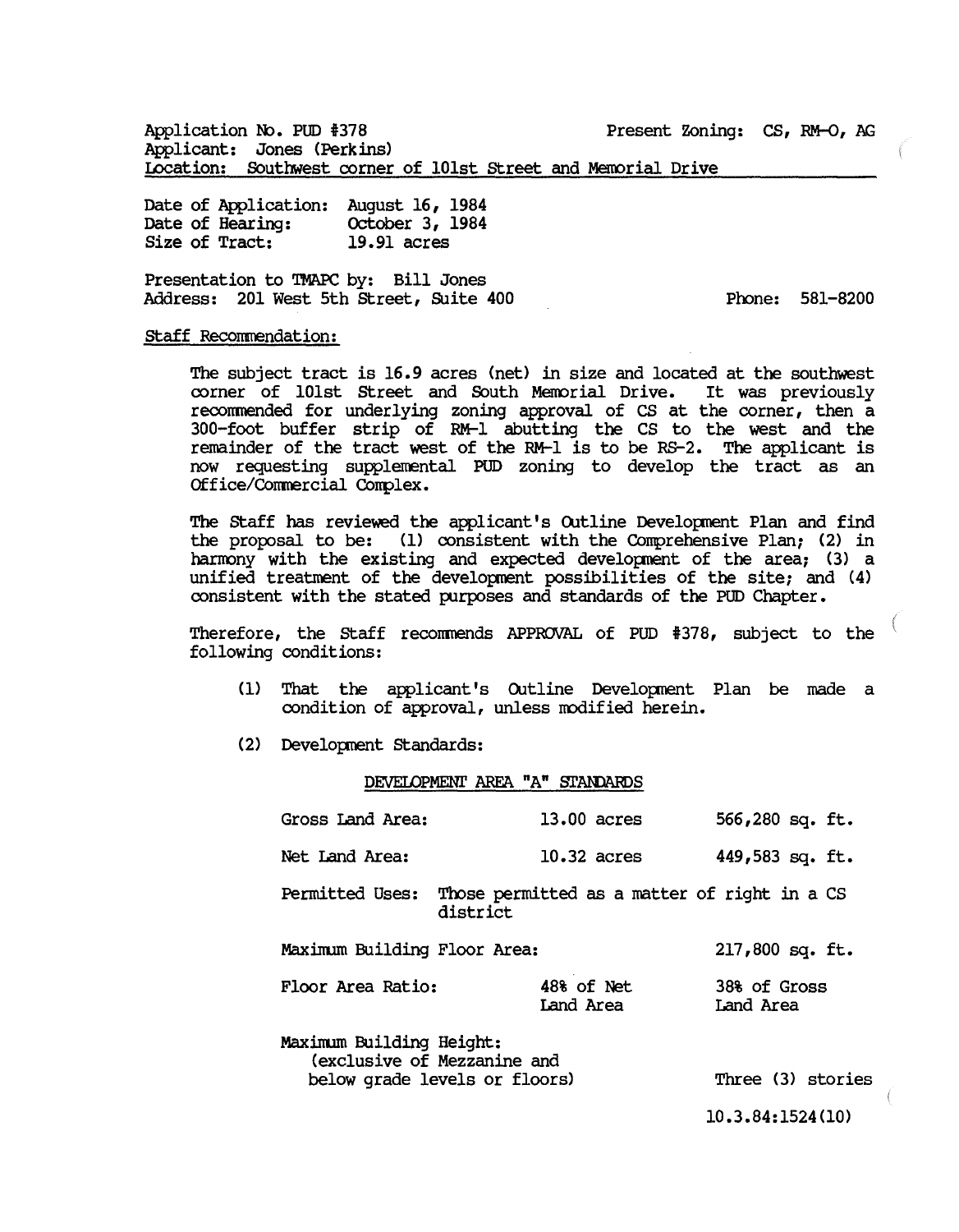Application No. PUD #378 Present Zoning: CS, RM-O, AG
Applicant: Jones (Perkins)
Location: Southwest corner of 101st Street and Memorial Drive

Date of Application: August 16, 1984
Date of Hearing: October 3, 1984
Size of Tract: 19.91 acres

Presentation to TMAPC by: Bill Jones
Address: 201 West 5th Street, Suite 400 Phone: 581-8200

Staff Recommendation:

The subject tract is 16.9 acres (net) in size and located at the southwest corner of 101st Street and South Memorial Drive. It was previously recommended for underlying zoning approval of CS at the corner, then a 300-foot buffer strip of RM-1 abutting the CS to the west and the remainder of the tract west of the RM-1 is to be RS-2. The applicant is now requesting supplemental PUD zoning to develop the tract as an Office/Commercial Complex.

The Staff has reviewed the applicant's Outline Development Plan and find the proposal to be: (1) consistent with the Comprehensive Plan; (2) in harmony with the existing and expected development of the area; (3) a unified treatment of the development possibilities of the site; and (4) consistent with the stated purposes and standards of the PUD Chapter.

Therefore, the Staff recommends APPROVAL of PUD #378, subject to the following conditions:

(1) That the applicant's Outline Development Plan be made a condition of approval, unless modified herein.

(2) Development Standards:

DEVELOPMENT AREA "A" STANDARDS

| | | |
|---|---|---|
| Gross Land Area: | 13.00 acres | 566,280 sq. ft. |
| Net Land Area: | 10.32 acres | 449,583 sq. ft. |
| Permitted Uses: | Those permitted as a matter of right in a CS district | |
| Maximum Building Floor Area: | | 217,800 sq. ft. |
| Floor Area Ratio: | 48% of Net Land Area | 38% of Gross Land Area |
| Maximum Building Height: (exclusive of Mezzanine and below grade levels or floors) | | Three (3) stories |

10.3.84:1524(10)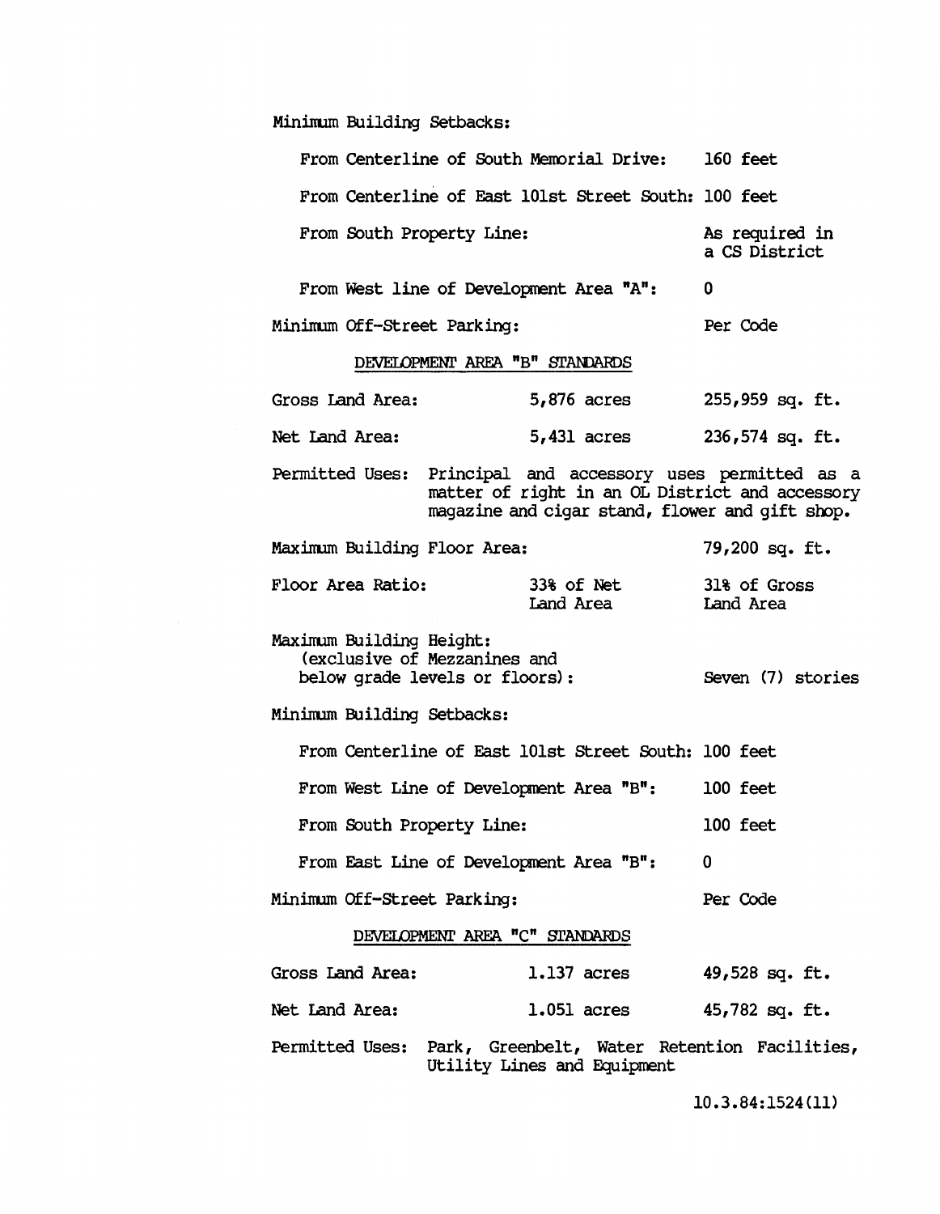Minimum Building Setbacks:

| | |
|---|---|
| From Centerline of South Memorial Drive: | 160 feet |
| From Centerline of East 101st Street South: | 100 feet |
| From South Property Line: | As required in a CS District |
| From West line of Development Area "A": | 0 |

Minimum Off-Street Parking: Per Code

DEVELOPMENT AREA "B" STANDARDS

| | | |
|---|---|---|
| Gross Land Area: | 5,876 acres | 255,959 sq. ft. |
| Net Land Area: | 5,431 acres | 236,574 sq. ft. |

Permitted Uses: Principal and accessory uses permitted as a matter of right in an OL District and accessory magazine and cigar stand, flower and gift shop.

Maximum Building Floor Area: 79,200 sq. ft.

| | | |
|---|---|---|
| Floor Area Ratio: | 33% of Net Land Area | 31% of Gross Land Area |

Maximum Building Height: (exclusive of Mezzanines and below grade levels or floors): Seven (7) stories

Minimum Building Setbacks:

| | |
|---|---|
| From Centerline of East 101st Street South: | 100 feet |
| From West Line of Development Area "B": | 100 feet |
| From South Property Line: | 100 feet |
| From East Line of Development Area "B": | 0 |

Minimum Off-Street Parking: Per Code

DEVELOPMENT AREA "C" STANDARDS

| | | |
|---|---|---|
| Gross Land Area: | 1.137 acres | 49,528 sq. ft. |
| Net Land Area: | 1.051 acres | 45,782 sq. ft. |

Permitted Uses: Park, Greenbelt, Water Retention Facilities, Utility Lines and Equipment

10.3.84:1524(11)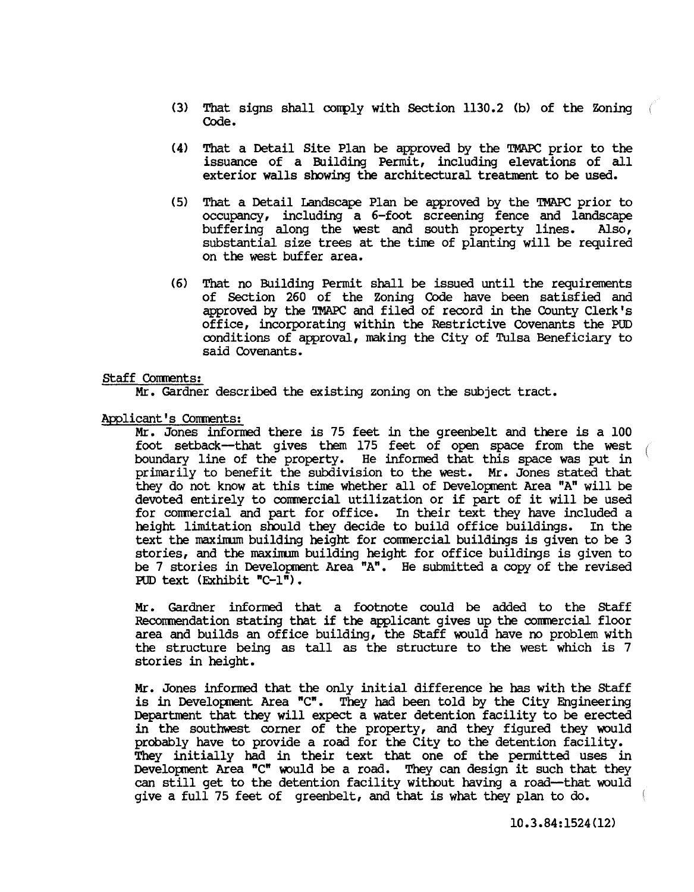(3) That signs shall comply with Section 1130.2 (b) of the Zoning Code.

(4) That a Detail Site Plan be approved by the TMAPC prior to the issuance of a Building Permit, including elevations of all exterior walls showing the architectural treatment to be used.

(5) That a Detail Landscape Plan be approved by the TMAPC prior to occupancy, including a 6-foot screening fence and landscape buffering along the west and south property lines. Also, substantial size trees at the time of planting will be required on the west buffer area.

(6) That no Building Permit shall be issued until the requirements of Section 260 of the Zoning Code have been satisfied and approved by the TMAPC and filed of record in the County Clerk's office, incorporating within the Restrictive Covenants the PUD conditions of approval, making the City of Tulsa Beneficiary to said Covenants.

Staff Comments:

Mr. Gardner described the existing zoning on the subject tract.

Applicant's Comments:

Mr. Jones informed there is 75 feet in the greenbelt and there is a 100 foot setback--that gives them 175 feet of open space from the west boundary line of the property. He informed that this space was put in primarily to benefit the subdivision to the west. Mr. Jones stated that they do not know at this time whether all of Development Area "A" will be devoted entirely to commercial utilization or if part of it will be used for commercial and part for office. In their text they have included a height limitation should they decide to build office buildings. In the text the maximum building height for commercial buildings is given to be 3 stories, and the maximum building height for office buildings is given to be 7 stories in Development Area "A". He submitted a copy of the revised PUD text (Exhibit "C-1").

Mr. Gardner informed that a footnote could be added to the Staff Recommendation stating that if the applicant gives up the commercial floor area and builds an office building, the Staff would have no problem with the structure being as tall as the structure to the west which is 7 stories in height.

Mr. Jones informed that the only initial difference he has with the Staff is in Development Area "C". They had been told by the City Engineering Department that they will expect a water detention facility to be erected in the southwest corner of the property, and they figured they would probably have to provide a road for the City to the detention facility. They initially had in their text that one of the permitted uses in Development Area "C" would be a road. They can design it such that they can still get to the detention facility without having a road—that would give a full 75 feet of greenbelt, and that is what they plan to do.

10.3.84:1524(12)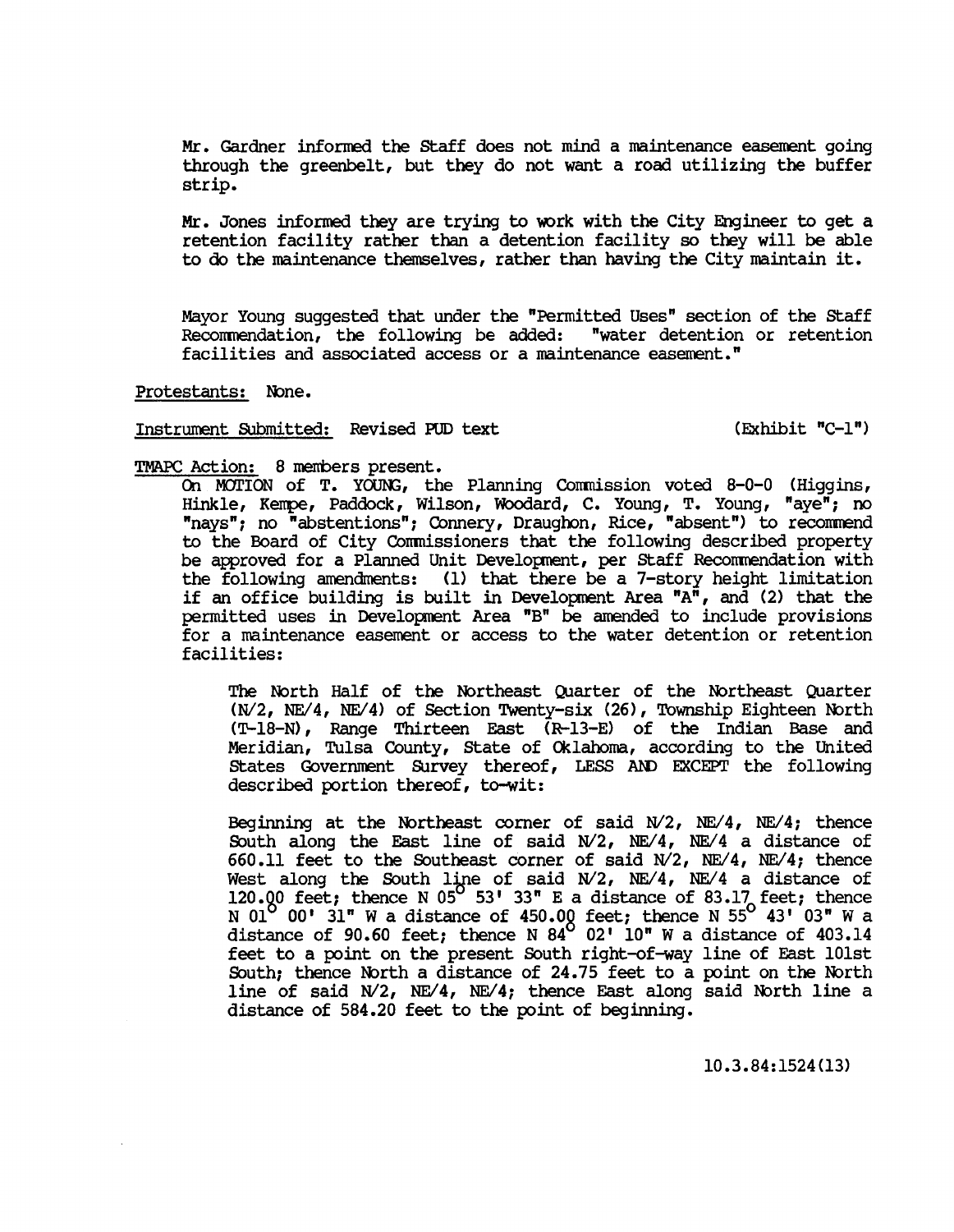Mr. Gardner informed the Staff does not mind a maintenance easement going through the greenbelt, but they do not want a road utilizing the buffer strip.

Mr. Jones informed they are trying to work with the City Engineer to get a retention facility rather than a detention facility so they will be able to do the maintenance themselves, rather than having the City maintain it.

Mayor Young suggested that under the "Permitted Uses" section of the Staff Recommendation, the following be added: "water detention or retention facilities and associated access or a maintenance easement."

Protestants: None.

Instrument Submitted: Revised PUD text (Exhibit "C-1")

TMAPC Action: 8 members present.

On MOTION of T. YOUNG, the Planning Commission voted 8-0-0 (Higgins, Hinkle, Kempe, Paddock, Wilson, Woodard, C. Young, T. Young, "aye"; no "nays"; no "abstentions"; Connery, Draughon, Rice, "absent") to recommend to the Board of City Commissioners that the following described property be approved for a Planned Unit Development, per Staff Recommendation with the following amendments: (1) that there be a 7-story height limitation if an office building is built in Development Area "A", and (2) that the permitted uses in Development Area "B" be amended to include provisions for a maintenance easement or access to the water detention or retention facilities:

The North Half of the Northeast Quarter of the Northeast Quarter (N/2, NE/4, NE/4) of Section Twenty-six (26), Township Eighteen North (T-18-N), Range Thirteen East (R-13-E) of the Indian Base and Meridian, Tulsa County, State of Oklahoma, according to the United States Government Survey thereof, LESS AND EXCEPT the following described portion thereof, to-wit:

Beginning at the Northeast corner of said N/2, NE/4, NE/4; thence South along the East line of said N/2, NE/4, NE/4 a distance of 660.11 feet to the Southeast corner of said N/2, NE/4, NE/4; thence West along the South line of said N/2, NE/4, NE/4 a distance of 120.00 feet; thence N 05° 53' 33" E a distance of 83.17 feet; thence N 01° 00' 31" W a distance of 450.00 feet; thence N 55° 43' 03" W a distance of 90.60 feet; thence N 84° 02' 10" W a distance of 403.14 feet to a point on the present South right-of-way line of East 101st South; thence North a distance of 24.75 feet to a point on the North line of said N/2, NE/4, NE/4; thence East along said North line a distance of 584.20 feet to the point of beginning.

10.3.84:1524(13)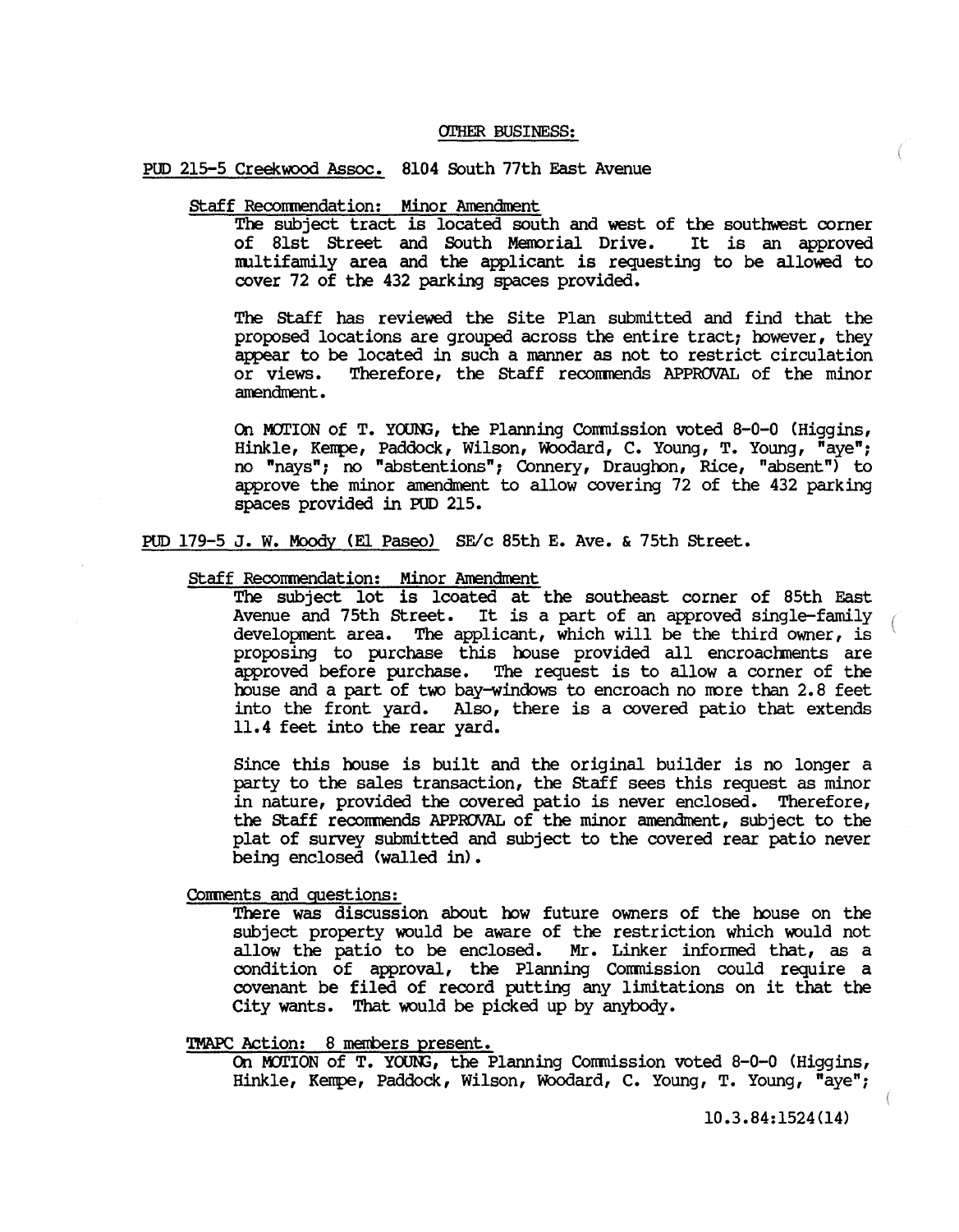## OTHER BUSINESS:

PUD 215-5 Creekwood Assoc. 8104 South 77th East Avenue

Staff Recommendation: Minor Amendment

The subject tract is located south and west of the southwest corner of 81st Street and South Memorial Drive. It is an approved multifamily area and the applicant is requesting to be allowed to cover 72 of the 432 parking spaces provided.

The Staff has reviewed the Site Plan submitted and find that the proposed locations are grouped across the entire tract; however, they appear to be located in such a manner as not to restrict circulation or views. Therefore, the Staff recommends APPROVAL of the minor amendment.

On MOTION of T. YOUNG, the Planning Commission voted 8-0-0 (Higgins, Hinkle, Kempe, Paddock, Wilson, Woodard, C. Young, T. Young, "aye"; no "nays"; no "abstentions"; Connery, Draughon, Rice, "absent") to approve the minor amendment to allow covering 72 of the 432 parking spaces provided in PUD 215.

PUD 179-5 J. W. Moody (El Paseo) SE/c 85th E. Ave. & 75th Street.

Staff Recommendation: Minor Amendment

The subject lot is lcoated at the southeast corner of 85th East Avenue and 75th Street. It is a part of an approved single-family development area. The applicant, which will be the third owner, is proposing to purchase this house provided all encroachments are approved before purchase. The request is to allow a corner of the house and a part of two bay-windows to encroach no more than 2.8 feet into the front yard. Also, there is a covered patio that extends 11.4 feet into the rear yard.

Since this house is built and the original builder is no longer a party to the sales transaction, the Staff sees this request as minor in nature, provided the covered patio is never enclosed. Therefore, the Staff recommends APPROVAL of the minor amendment, subject to the plat of survey submitted and subject to the covered rear patio never being enclosed (walled in).

Comments and questions:

There was discussion about how future owners of the house on the subject property would be aware of the restriction which would not allow the patio to be enclosed. Mr. Linker informed that, as a condition of approval, the Planning Commission could require a covenant be filed of record putting any limitations on it that the City wants. That would be picked up by anybody.

TMAPC Action: 8 members present.

On MOTION of T. YOUNG, the Planning Commission voted 8-0-0 (Higgins, Hinkle, Kempe, Paddock, Wilson, Woodard, C. Young, T. Young, "aye";

10.3.84:1524(14)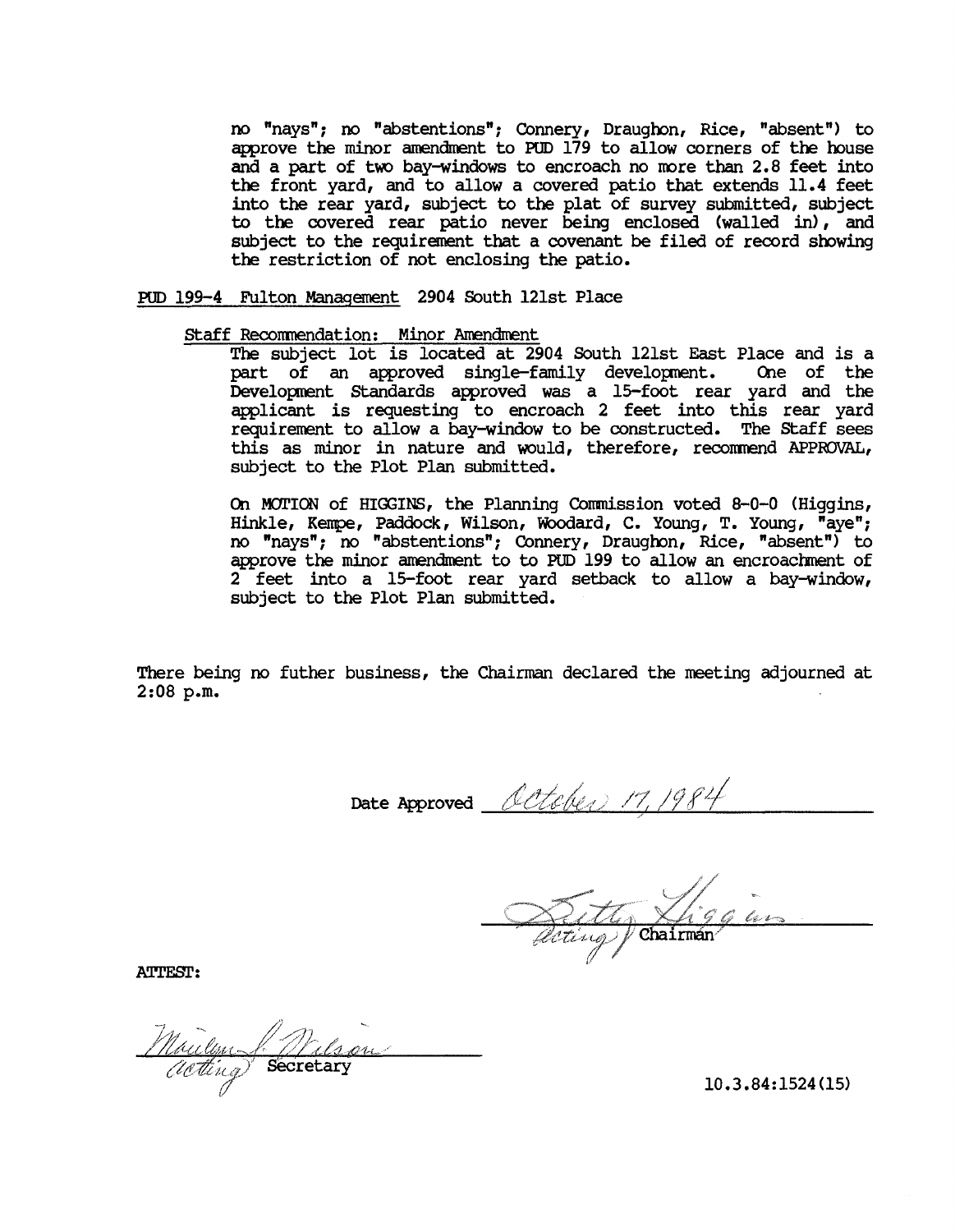no "nays"; no "abstentions"; Connery, Draughon, Rice, "absent") to approve the minor amendment to PUD 179 to allow corners of the house and a part of two bay-windows to encroach no more than 2.8 feet into the front yard, and to allow a covered patio that extends 11.4 feet into the rear yard, subject to the plat of survey submitted, subject to the covered rear patio never being enclosed (walled in), and subject to the requirement that a covenant be filed of record showing the restriction of not enclosing the patio.

PUD 199-4 Fulton Management 2904 South 121st Place

Staff Recommendation: Minor Amendment

The subject lot is located at 2904 South 121st East Place and is a part of an approved single-family development. One of the Development Standards approved was a 15-foot rear yard and the applicant is requesting to encroach 2 feet into this rear yard requirement to allow a bay-window to be constructed. The Staff sees this as minor in nature and would, therefore, recommend APPROVAL, subject to the Plot Plan submitted.

On MOTION of HIGGINS, the Planning Commission voted 8-0-0 (Higgins, Hinkle, Kempe, Paddock, Wilson, Woodard, C. Young, T. Young, "aye"; no "nays"; no "abstentions"; Connery, Draughon, Rice, "absent") to approve the minor amendment to to PUD 199 to allow an encroachment of 2 feet into a 15-foot rear yard setback to allow a bay-window, subject to the Plot Plan submitted.

There being no futher business, the Chairman declared the meeting adjourned at 2:08 p.m.

Date Approved October 17, 1984

Betty Higgins
Acting Chairman

ATTEST:

Marilyn J. Wilson
Acting Secretary

10.3.84:1524(15)